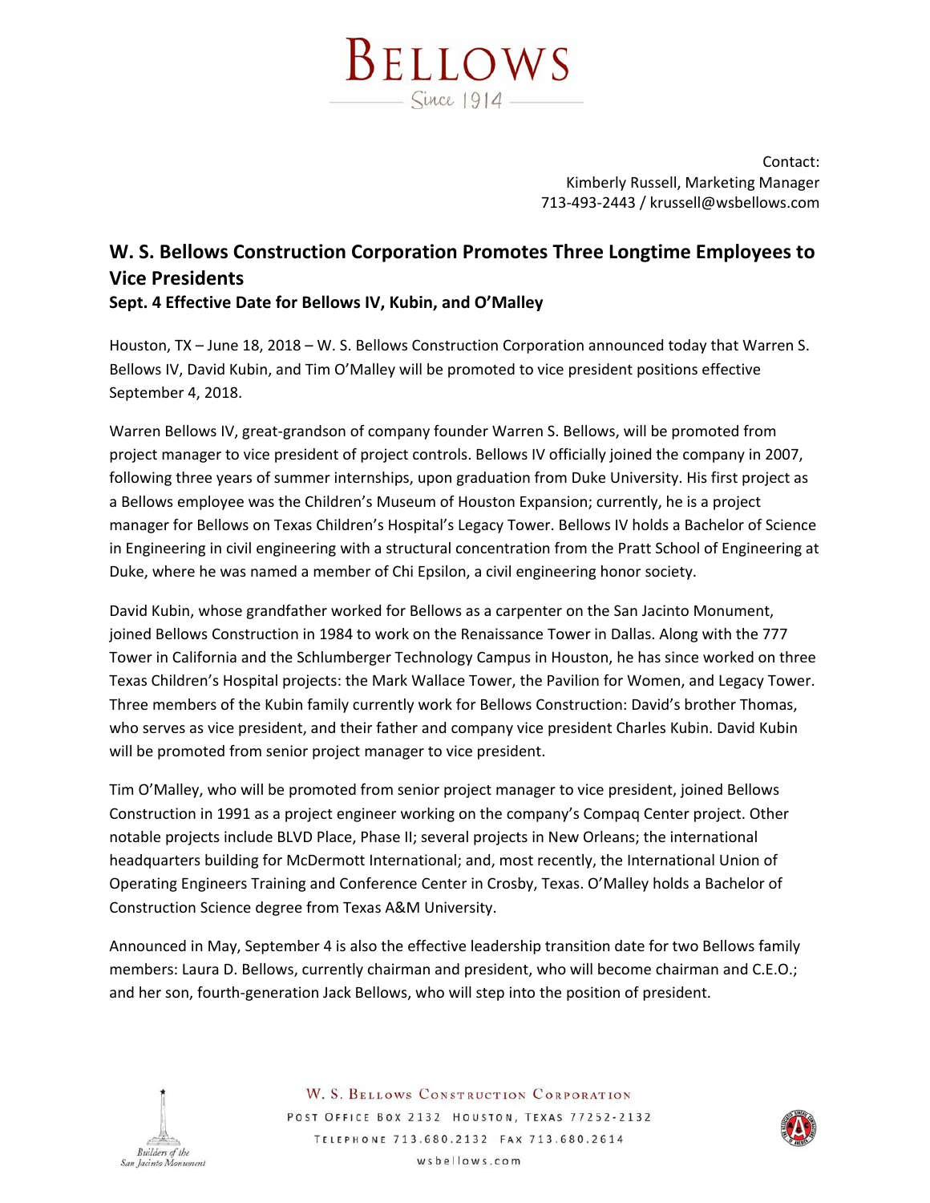# BELLOWS

Since 1914

Contact:
Kimberly Russell, Marketing Manager
713-493-2443 / krussell@wsbellows.com

## W. S. Bellows Construction Corporation Promotes Three Longtime Employees to Vice Presidents

### Sept. 4 Effective Date for Bellows IV, Kubin, and O'Malley

Houston, TX – June 18, 2018 – W. S. Bellows Construction Corporation announced today that Warren S. Bellows IV, David Kubin, and Tim O'Malley will be promoted to vice president positions effective September 4, 2018.

Warren Bellows IV, great-grandson of company founder Warren S. Bellows, will be promoted from project manager to vice president of project controls. Bellows IV officially joined the company in 2007, following three years of summer internships, upon graduation from Duke University. His first project as a Bellows employee was the Children's Museum of Houston Expansion; currently, he is a project manager for Bellows on Texas Children's Hospital's Legacy Tower. Bellows IV holds a Bachelor of Science in Engineering in civil engineering with a structural concentration from the Pratt School of Engineering at Duke, where he was named a member of Chi Epsilon, a civil engineering honor society.

David Kubin, whose grandfather worked for Bellows as a carpenter on the San Jacinto Monument, joined Bellows Construction in 1984 to work on the Renaissance Tower in Dallas. Along with the 777 Tower in California and the Schlumberger Technology Campus in Houston, he has since worked on three Texas Children's Hospital projects: the Mark Wallace Tower, the Pavilion for Women, and Legacy Tower. Three members of the Kubin family currently work for Bellows Construction: David's brother Thomas, who serves as vice president, and their father and company vice president Charles Kubin. David Kubin will be promoted from senior project manager to vice president.

Tim O'Malley, who will be promoted from senior project manager to vice president, joined Bellows Construction in 1991 as a project engineer working on the company's Compaq Center project. Other notable projects include BLVD Place, Phase II; several projects in New Orleans; the international headquarters building for McDermott International; and, most recently, the International Union of Operating Engineers Training and Conference Center in Crosby, Texas. O'Malley holds a Bachelor of Construction Science degree from Texas A&M University.

Announced in May, September 4 is also the effective leadership transition date for two Bellows family members: Laura D. Bellows, currently chairman and president, who will become chairman and C.E.O.; and her son, fourth-generation Jack Bellows, who will step into the position of president.

Builders of the San Jacinto Monument

W. S. BELLOWS CONSTRUCTION CORPORATION
POST OFFICE BOX 2132 HOUSTON, TEXAS 77252-2132
TELEPHONE 713.680.2132 FAX 713.680.2614
wsbellows.com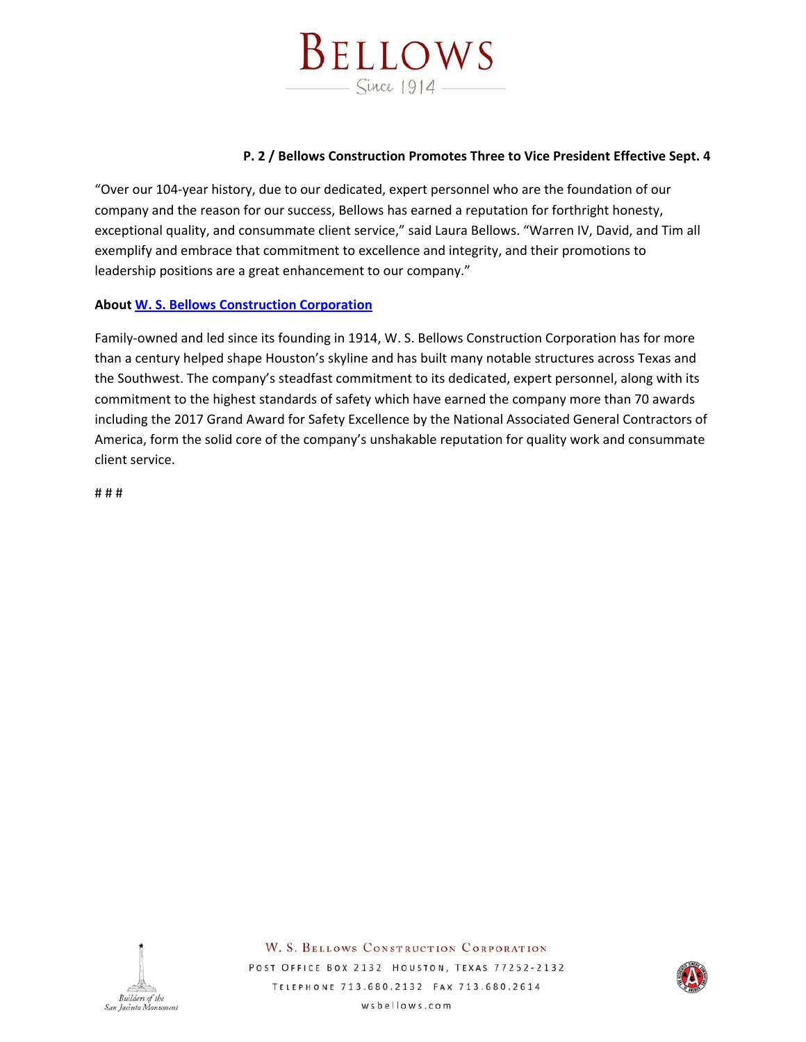“Over our 104-year history, due to our dedicated, expert personnel who are the foundation of our company and the reason for our success, Bellows has earned a reputation for forthright honesty, exceptional quality, and consummate client service,” said Laura Bellows. “Warren IV, David, and Tim all exemplify and embrace that commitment to excellence and integrity, and their promotions to leadership positions are a great enhancement to our company.”

**About W. S. Bellows Construction Corporation**

Family-owned and led since its founding in 1914, W. S. Bellows Construction Corporation has for more than a century helped shape Houston’s skyline and has built many notable structures across Texas and the Southwest. The company’s steadfast commitment to its dedicated, expert personnel, along with its commitment to the highest standards of safety which have earned the company more than 70 awards including the 2017 Grand Award for Safety Excellence by the National Associated General Contractors of America, form the solid core of the company’s unshakable reputation for quality work and consummate client service.

# # #